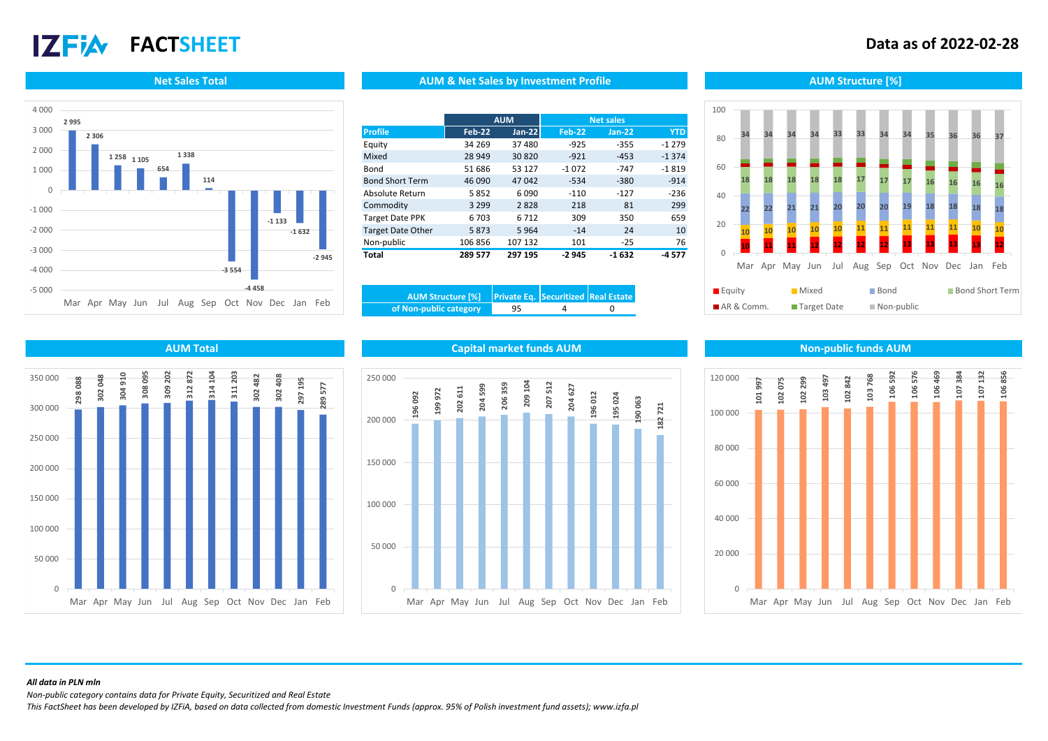# IZFiA FACTSHEET

**Data as of 2022-02-28**

## Net Sales Total

| Month | Net Sales |
|---|---|
| Mar | 2 995 |
| Apr | 2 306 |
| May | 1 258 |
| Jun | 1 105 |
| Jul | 654 |
| Aug | 1 338 |
| Sep | 114 |
| Oct | -3 554 |
| Nov | -4 458 |
| Dec | -1 133 |
| Jan | -1 632 |
| Feb | -2 945 |

## AUM & Net Sales by Investment Profile

| Profile | AUM Feb-22 | AUM Jan-22 | Net sales Feb-22 | Net sales Jan-22 | Net sales YTD |
|---|---|---|---|---|---|
| Equity | 34 269 | 37 480 | -925 | -355 | -1 279 |
| Mixed | 28 949 | 30 820 | -921 | -453 | -1 374 |
| Bond | 51 686 | 53 127 | -1 072 | -747 | -1 819 |
| Bond Short Term | 46 090 | 47 042 | -534 | -380 | -914 |
| Absolute Return | 5 852 | 6 090 | -110 | -127 | -236 |
| Commodity | 3 299 | 2 828 | 218 | 81 | 299 |
| Target Date PPK | 6 703 | 6 712 | 309 | 350 | 659 |
| Target Date Other | 5 873 | 5 964 | -14 | 24 | 10 |
| Non-public | 106 856 | 107 132 | 101 | -25 | 76 |
| **Total** | **289 577** | **297 195** | **-2 945** | **-1 632** | **-4 577** |

| AUM Structure [%] | Private Eq. | Securitized | Real Estate |
|---|---|---|---|
| of Non-public category | 95 | 4 | 0 |

## AUM Structure [%]

| Month | Equity | Mixed | Bond | Bond Short Term | Non-public |
|---|---|---|---|---|---|
| Mar | 10 | 10 | 22 | 18 | 34 |
| Apr | 11 | 10 | 22 | 18 | 34 |
| May | 11 | 10 | 21 | 18 | 34 |
| Jun | 12 | 10 | 21 | 18 | 34 |
| Jul | 12 | 10 | 20 | 18 | 33 |
| Aug | 12 | 11 | 20 | 17 | 33 |
| Sep | 12 | 11 | 20 | 17 | 34 |
| Oct | 13 | 11 | 19 | 17 | 34 |
| Nov | 13 | 11 | 18 | 16 | 35 |
| Dec | 13 | 11 | 18 | 16 | 36 |
| Jan | 13 | 10 | 18 | 16 | 36 |
| Feb | 12 | 10 | 18 | 16 | 37 |

Legend: Equity, Mixed, Bond, Bond Short Term, AR & Comm., Target Date, Non-public

## AUM Total

| Month | AUM Total |
|---|---|
| Mar | 298 088 |
| Apr | 302 048 |
| May | 304 910 |
| Jun | 308 095 |
| Jul | 309 202 |
| Aug | 312 872 |
| Sep | 314 104 |
| Oct | 311 203 |
| Nov | 302 482 |
| Dec | 302 408 |
| Jan | 297 195 |
| Feb | 289 577 |

## Capital market funds AUM

| Month | Capital market funds AUM |
|---|---|
| Mar | 196 092 |
| Apr | 199 972 |
| May | 202 611 |
| Jun | 204 599 |
| Jul | 206 359 |
| Aug | 209 104 |
| Sep | 207 512 |
| Oct | 204 627 |
| Nov | 196 012 |
| Dec | 195 024 |
| Jan | 190 063 |
| Feb | 182 721 |

## Non-public funds AUM

| Month | Non-public funds AUM |
|---|---|
| Mar | 101 997 |
| Apr | 102 075 |
| May | 102 299 |
| Jun | 103 497 |
| Jul | 102 842 |
| Aug | 103 768 |
| Sep | 106 592 |
| Oct | 106 576 |
| Nov | 106 469 |
| Dec | 107 384 |
| Jan | 107 132 |
| Feb | 106 856 |

*All data in PLN mln*

*Non-public category contains data for Private Equity, Securitized and Real Estate*

*This FactSheet has been developed by IZFiA, based on data collected from domestic Investment Funds (approx. 95% of Polish investment fund assets); www.izfa.pl*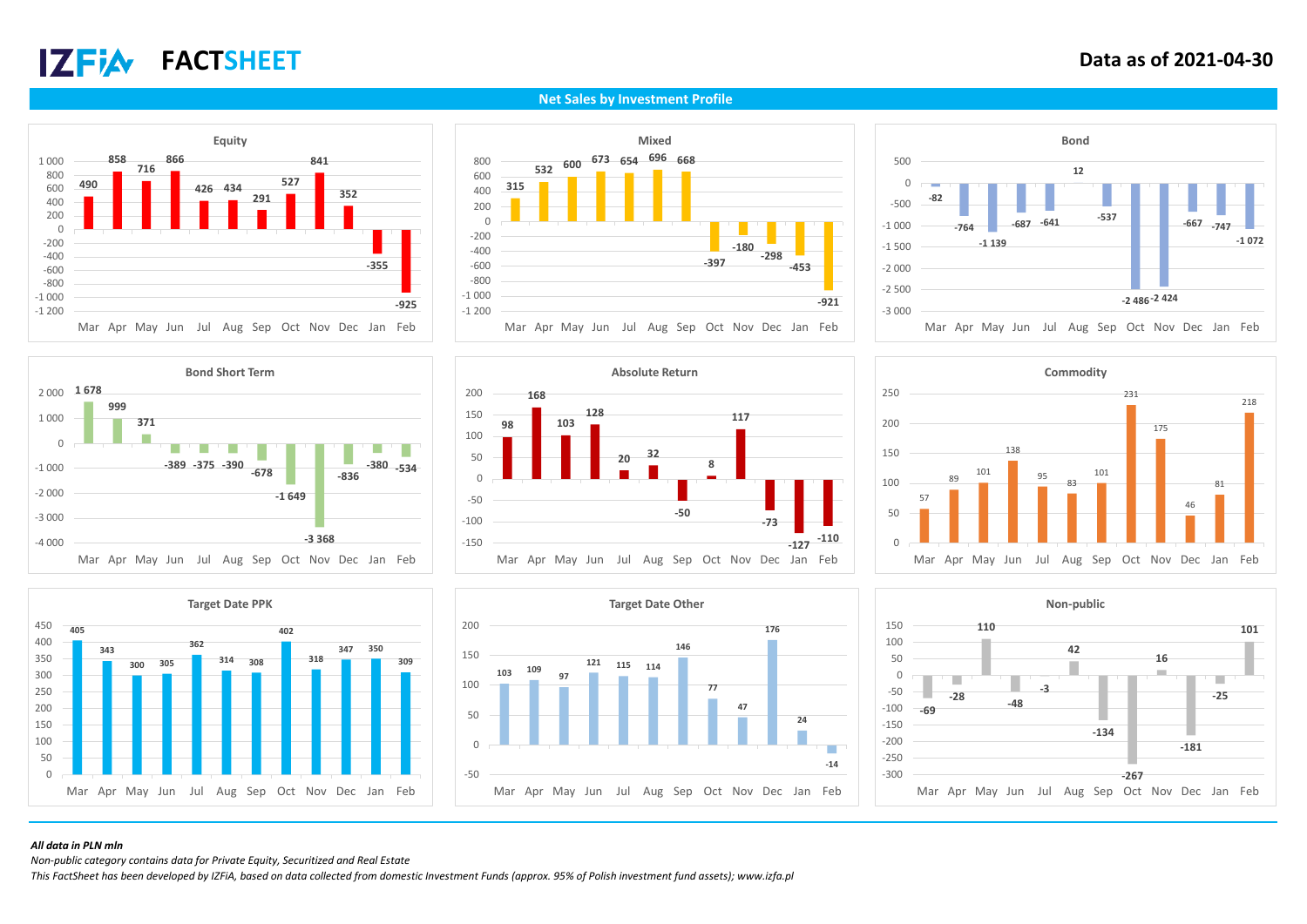# IZFiA FACTSHEET

**Data as of 2021-04-30**

## Net Sales by Investment Profile

### Equity

1 000
800
600
400
200
0
-200
-400
-600
-800
-1 000
-1 200

490 858 716 866 426 434 291 527 841 352 -355 -925

Mar Apr May Jun Jul Aug Sep Oct Nov Dec Jan Feb

### Mixed

800
600
400
200
0
-200
-400
-600
-800
-1 000
-1 200

315 532 600 673 654 696 668 -397 -180 -298 -453 -921

Mar Apr May Jun Jul Aug Sep Oct Nov Dec Jan Feb

### Bond

500
0
-500
-1 000
-1 500
-2 000
-2 500
-3 000

-82 -764 -1 139 -687 -641 12 -537 -2 486 -2 424 -667 -747 -1 072

Mar Apr May Jun Jul Aug Sep Oct Nov Dec Jan Feb

### Bond Short Term

2 000
1 000
0
-1 000
-2 000
-3 000
-4 000

1 678 999 371 -389 -375 -390 -678 -1 649 -3 368 -836 -380 -534

Mar Apr May Jun Jul Aug Sep Oct Nov Dec Jan Feb

### Absolute Return

200
150
100
50
0
-50
-100
-150

98 168 103 128 20 32 -50 8 117 -73 -127 -110

Mar Apr May Jun Jul Aug Sep Oct Nov Dec Jan Feb

### Commodity

250
200
150
100
50
0

57 89 101 138 95 83 101 231 175 46 81 218

Mar Apr May Jun Jul Aug Sep Oct Nov Dec Jan Feb

### Target Date PPK

450
400
350
300
250
200
150
100
50
0

405 343 300 305 362 314 308 402 318 347 350 309

Mar Apr May Jun Jul Aug Sep Oct Nov Dec Jan Feb

### Target Date Other

200
150
100
50
0
-50

103 109 97 121 115 114 146 77 47 176 24 -14

Mar Apr May Jun Jul Aug Sep Oct Nov Dec Jan Feb

### Non-public

150
100
50
0
-50
-100
-150
-200
-250
-300

-69 -28 110 -48 -3 42 -134 -267 16 -181 -25 101

Mar Apr May Jun Jul Aug Sep Oct Nov Dec Jan Feb

*All data in PLN mln*

*Non-public category contains data for Private Equity, Securitized and Real Estate*

*This FactSheet has been developed by IZFiA, based on data collected from domestic Investment Funds (approx. 95% of Polish investment fund assets); www.izfa.pl*